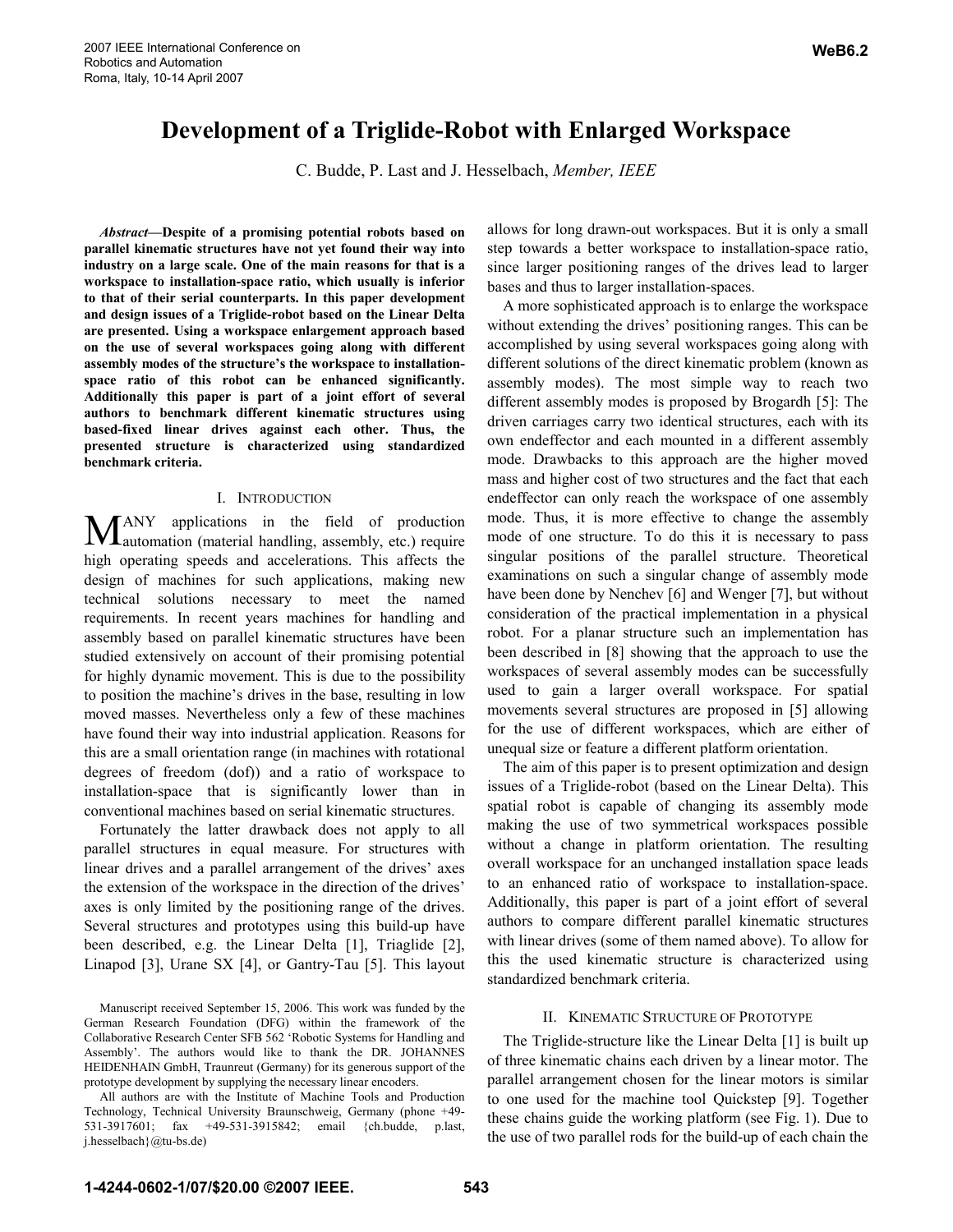# Development of a Triglide-Robot with Enlarged Workspace

C. Budde, P. Last and J. Hesselbach, *Member, IEEE*

***Abstract*—Despite of a promising potential robots based on parallel kinematic structures have not yet found their way into industry on a large scale. One of the main reasons for that is a workspace to installation-space ratio, which usually is inferior to that of their serial counterparts. In this paper development and design issues of a Triglide-robot based on the Linear Delta are presented. Using a workspace enlargement approach based on the use of several workspaces going along with different assembly modes of the structure's the workspace to installation-space ratio of this robot can be enhanced significantly. Additionally this paper is part of a joint effort of several authors to benchmark different kinematic structures using based-fixed linear drives against each other. Thus, the presented structure is characterized using standardized benchmark criteria.**

## I. Introduction

MANY applications in the field of production automation (material handling, assembly, etc.) require high operating speeds and accelerations. This affects the design of machines for such applications, making new technical solutions necessary to meet the named requirements. In recent years machines for handling and assembly based on parallel kinematic structures have been studied extensively on account of their promising potential for highly dynamic movement. This is due to the possibility to position the machine's drives in the base, resulting in low moved masses. Nevertheless only a few of these machines have found their way into industrial application. Reasons for this are a small orientation range (in machines with rotational degrees of freedom (dof)) and a ratio of workspace to installation-space that is significantly lower than in conventional machines based on serial kinematic structures.

Fortunately the latter drawback does not apply to all parallel structures in equal measure. For structures with linear drives and a parallel arrangement of the drives' axes the extension of the workspace in the direction of the drives' axes is only limited by the positioning range of the drives. Several structures and prototypes using this build-up have been described, e.g. the Linear Delta [1], Triaglide [2], Linapod [3], Urane SX [4], or Gantry-Tau [5]. This layout allows for long drawn-out workspaces. But it is only a small step towards a better workspace to installation-space ratio, since larger positioning ranges of the drives lead to larger bases and thus to larger installation-spaces.

A more sophisticated approach is to enlarge the workspace without extending the drives' positioning ranges. This can be accomplished by using several workspaces going along with different solutions of the direct kinematic problem (known as assembly modes). The most simple way to reach two different assembly modes is proposed by Brogardh [5]: The driven carriages carry two identical structures, each with its own endeffector and each mounted in a different assembly mode. Drawbacks to this approach are the higher moved mass and higher cost of two structures and the fact that each endeffector can only reach the workspace of one assembly mode. Thus, it is more effective to change the assembly mode of one structure. To do this it is necessary to pass singular positions of the parallel structure. Theoretical examinations on such a singular change of assembly mode have been done by Nenchev [6] and Wenger [7], but without consideration of the practical implementation in a physical robot. For a planar structure such an implementation has been described in [8] showing that the approach to use the workspaces of several assembly modes can be successfully used to gain a larger overall workspace. For spatial movements several structures are proposed in [5] allowing for the use of different workspaces, which are either of unequal size or feature a different platform orientation.

The aim of this paper is to present optimization and design issues of a Triglide-robot (based on the Linear Delta). This spatial robot is capable of changing its assembly mode making the use of two symmetrical workspaces possible without a change in platform orientation. The resulting overall workspace for an unchanged installation space leads to an enhanced ratio of workspace to installation-space. Additionally, this paper is part of a joint effort of several authors to compare different parallel kinematic structures with linear drives (some of them named above). To allow for this the used kinematic structure is characterized using standardized benchmark criteria.

## II. Kinematic Structure of Prototype

The Triglide-structure like the Linear Delta [1] is built up of three kinematic chains each driven by a linear motor. The parallel arrangement chosen for the linear motors is similar to one used for the machine tool Quickstep [9]. Together these chains guide the working platform (see Fig. 1). Due to the use of two parallel rods for the build-up of each chain the

Manuscript received September 15, 2006. This work was funded by the German Research Foundation (DFG) within the framework of the Collaborative Research Center SFB 562 'Robotic Systems for Handling and Assembly'. The authors would like to thank the DR. JOHANNES HEIDENHAIN GmbH, Traunreut (Germany) for its generous support of the prototype development by supplying the necessary linear encoders.

All authors are with the Institute of Machine Tools and Production Technology, Technical University Braunschweig, Germany (phone +49-531-3917601; fax +49-531-3915842; email {ch.budde, p.last, j.hesselbach}@tu-bs.de)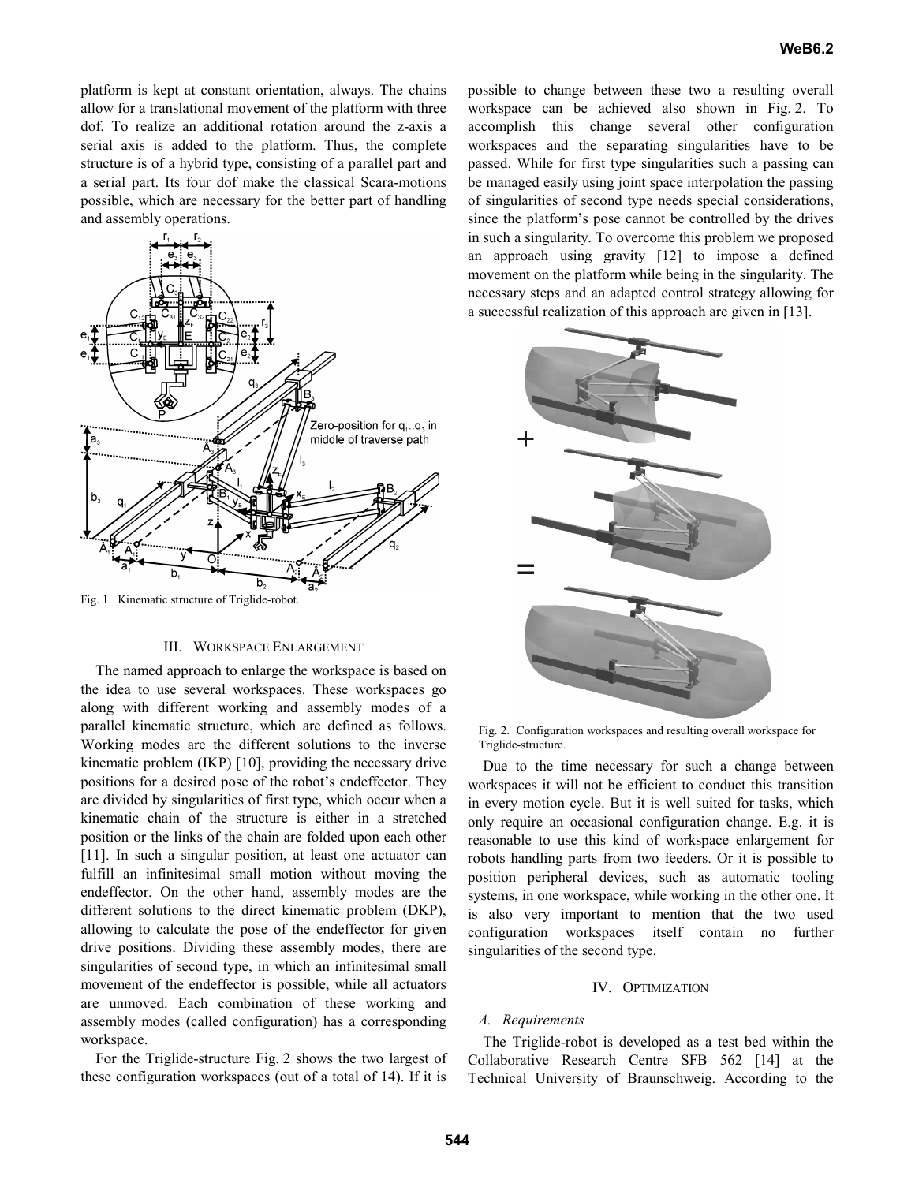platform is kept at constant orientation, always. The chains allow for a translational movement of the platform with three dof. To realize an additional rotation around the z-axis a serial axis is added to the platform. Thus, the complete structure is of a hybrid type, consisting of a parallel part and a serial part. Its four dof make the classical Scara-motions possible, which are necessary for the better part of handling and assembly operations.

Fig. 1. Kinematic structure of Triglide-robot.

## III. Workspace Enlargement

The named approach to enlarge the workspace is based on the idea to use several workspaces. These workspaces go along with different working and assembly modes of a parallel kinematic structure, which are defined as follows. Working modes are the different solutions to the inverse kinematic problem (IKP) [10], providing the necessary drive positions for a desired pose of the robot's endeffector. They are divided by singularities of first type, which occur when a kinematic chain of the structure is either in a stretched position or the links of the chain are folded upon each other [11]. In such a singular position, at least one actuator can fulfill an infinitesimal small motion without moving the endeffector. On the other hand, assembly modes are the different solutions to the direct kinematic problem (DKP), allowing to calculate the pose of the endeffector for given drive positions. Dividing these assembly modes, there are singularities of second type, in which an infinitesimal small movement of the endeffector is possible, while all actuators are unmoved. Each combination of these working and assembly modes (called configuration) has a corresponding workspace.

For the Triglide-structure Fig. 2 shows the two largest of these configuration workspaces (out of a total of 14). If it is possible to change between these two a resulting overall workspace can be achieved also shown in Fig. 2. To accomplish this change several other configuration workspaces and the separating singularities have to be passed. While for first type singularities such a passing can be managed easily using joint space interpolation the passing of singularities of second type needs special considerations, since the platform's pose cannot be controlled by the drives in such a singularity. To overcome this problem we proposed an approach using gravity [12] to impose a defined movement on the platform while being in the singularity. The necessary steps and an adapted control strategy allowing for a successful realization of this approach are given in [13].

Fig. 2. Configuration workspaces and resulting overall workspace for Triglide-structure.

Due to the time necessary for such a change between workspaces it will not be efficient to conduct this transition in every motion cycle. But it is well suited for tasks, which only require an occasional configuration change. E.g. it is reasonable to use this kind of workspace enlargement for robots handling parts from two feeders. Or it is possible to position peripheral devices, such as automatic tooling systems, in one workspace, while working in the other one. It is also very important to mention that the two used configuration workspaces itself contain no further singularities of the second type.

## IV. Optimization

### A. Requirements

The Triglide-robot is developed as a test bed within the Collaborative Research Centre SFB 562 [14] at the Technical University of Braunschweig. According to the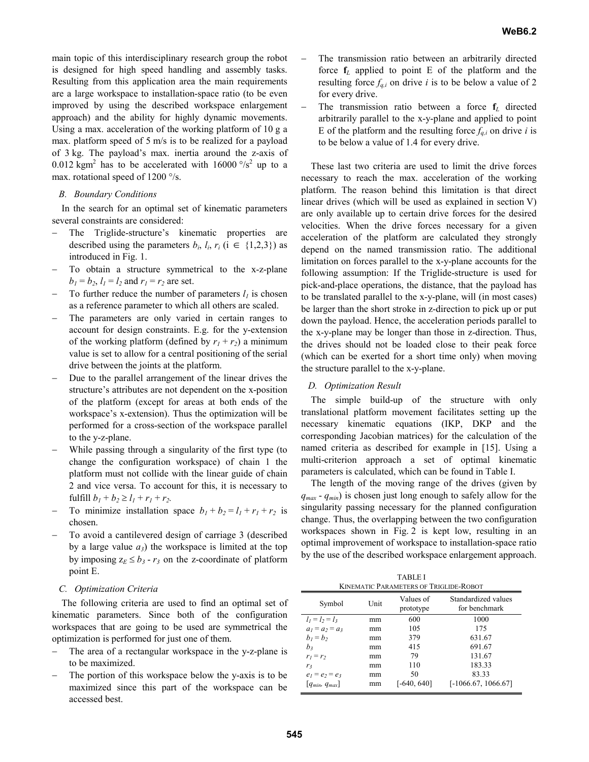main topic of this interdisciplinary research group the robot is designed for high speed handling and assembly tasks. Resulting from this application area the main requirements are a large workspace to installation-space ratio (to be even improved by using the described workspace enlargement approach) and the ability for highly dynamic movements. Using a max. acceleration of the working platform of 10 g a max. platform speed of 5 m/s is to be realized for a payload of 3 kg. The payload's max. inertia around the z-axis of 0.012 kgm$^2$ has to be accelerated with 16000 °/s$^2$ up to a max. rotational speed of 1200 °/s.

### *B. Boundary Conditions*

In the search for an optimal set of kinematic parameters several constraints are considered:

- The Triglide-structure's kinematic properties are described using the parameters $b_i$, $l_i$, $r_i$ ($i \in \{1,2,3\}$) as introduced in Fig. 1.
- To obtain a structure symmetrical to the x-z-plane $b_1 = b_2$, $l_1 = l_2$ and $r_1 = r_2$ are set.
- To further reduce the number of parameters $l_1$ is chosen as a reference parameter to which all others are scaled.
- The parameters are only varied in certain ranges to account for design constraints. E.g. for the y-extension of the working platform (defined by $r_1 + r_2$) a minimum value is set to allow for a central positioning of the serial drive between the joints at the platform.
- Due to the parallel arrangement of the linear drives the structure's attributes are not dependent on the x-position of the platform (except for areas at both ends of the workspace's x-extension). Thus the optimization will be performed for a cross-section of the workspace parallel to the y-z-plane.
- While passing through a singularity of the first type (to change the configuration workspace) of chain 1 the platform must not collide with the linear guide of chain 2 and vice versa. To account for this, it is necessary to fulfill $b_1 + b_2 \geq l_1 + r_1 + r_2$.
- To minimize installation space $b_1 + b_2 = l_1 + r_1 + r_2$ is chosen.
- To avoid a cantilevered design of carriage 3 (described by a large value $a_3$) the workspace is limited at the top by imposing $z_E \leq b_3 - r_3$ on the z-coordinate of platform point E.

### *C. Optimization Criteria*

The following criteria are used to find an optimal set of kinematic parameters. Since both of the configuration workspaces that are going to be used are symmetrical the optimization is performed for just one of them.

- The area of a rectangular workspace in the y-z-plane is to be maximized.
- The portion of this workspace below the y-axis is to be maximized since this part of the workspace can be accessed best.
- The transmission ratio between an arbitrarily directed force $\mathbf{f}_L$ applied to point E of the platform and the resulting force $f_{q,i}$ on drive $i$ is to be below a value of 2 for every drive.
- The transmission ratio between a force $\mathbf{f}_L$ directed arbitrarily parallel to the x-y-plane and applied to point E of the platform and the resulting force $f_{q,i}$ on drive $i$ is to be below a value of 1.4 for every drive.

These last two criteria are used to limit the drive forces necessary to reach the max. acceleration of the working platform. The reason behind this limitation is that direct linear drives (which will be used as explained in section V) are only available up to certain drive forces for the desired velocities. When the drive forces necessary for a given acceleration of the platform are calculated they strongly depend on the named transmission ratio. The additional limitation on forces parallel to the x-y-plane accounts for the following assumption: If the Triglide-structure is used for pick-and-place operations, the distance, that the payload has to be translated parallel to the x-y-plane, will (in most cases) be larger than the short stroke in z-direction to pick up or put down the payload. Hence, the acceleration periods parallel to the x-y-plane may be longer than those in z-direction. Thus, the drives should not be loaded close to their peak force (which can be exerted for a short time only) when moving the structure parallel to the x-y-plane.

### *D. Optimization Result*

The simple build-up of the structure with only translational platform movement facilitates setting up the necessary kinematic equations (IKP, DKP and the corresponding Jacobian matrices) for the calculation of the named criteria as described for example in [15]. Using a multi-criterion approach a set of optimal kinematic parameters is calculated, which can be found in Table I.

The length of the moving range of the drives (given by $q_{max} - q_{min}$) is chosen just long enough to safely allow for the singularity passing necessary for the planned configuration change. Thus, the overlapping between the two configuration workspaces shown in Fig. 2 is kept low, resulting in an optimal improvement of workspace to installation-space ratio by the use of the described workspace enlargement approach.

TABLE I
KINEMATIC PARAMETERS OF TRIGLIDE-ROBOT

| Symbol | Unit | Values of prototype | Standardized values for benchmark |
|---|---|---|---|
| $l_1 = l_2 = l_3$ | mm | 600 | 1000 |
| $a_1 = a_2 = a_3$ | mm | 105 | 175 |
| $b_1 = b_2$ | mm | 379 | 631.67 |
| $b_3$ | mm | 415 | 691.67 |
| $r_1 = r_2$ | mm | 79 | 131.67 |
| $r_3$ | mm | 110 | 183.33 |
| $e_1 = e_2 = e_3$ | mm | 50 | 83.33 |
| $[q_{min}, q_{max}]$ | mm | [-640, 640] | [-1066.67, 1066.67] |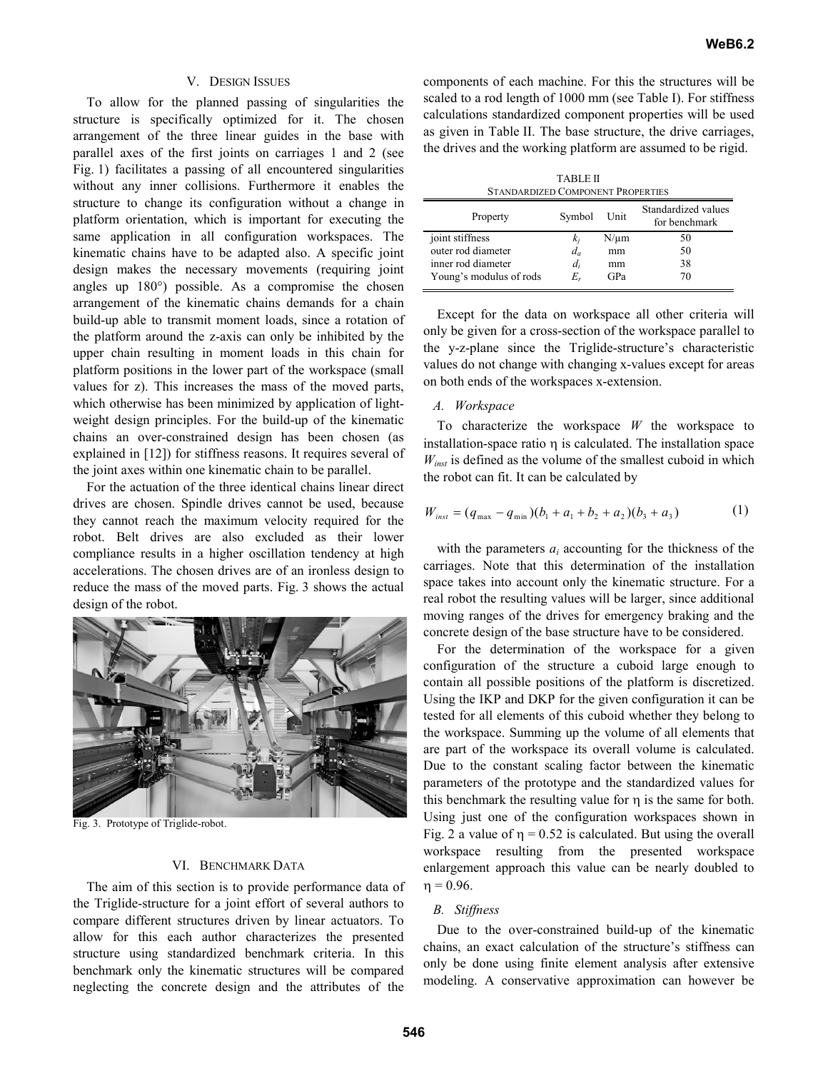## V. Design Issues

To allow for the planned passing of singularities the structure is specifically optimized for it. The chosen arrangement of the three linear guides in the base with parallel axes of the first joints on carriages 1 and 2 (see Fig. 1) facilitates a passing of all encountered singularities without any inner collisions. Furthermore it enables the structure to change its configuration without a change in platform orientation, which is important for executing the same application in all configuration workspaces. The kinematic chains have to be adapted also. A specific joint design makes the necessary movements (requiring joint angles up 180°) possible. As a compromise the chosen arrangement of the kinematic chains demands for a chain build-up able to transmit moment loads, since a rotation of the platform around the z-axis can only be inhibited by the upper chain resulting in moment loads in this chain for platform positions in the lower part of the workspace (small values for z). This increases the mass of the moved parts, which otherwise has been minimized by application of light-weight design principles. For the build-up of the kinematic chains an over-constrained design has been chosen (as explained in [12]) for stiffness reasons. It requires several of the joint axes within one kinematic chain to be parallel.

For the actuation of the three identical chains linear direct drives are chosen. Spindle drives cannot be used, because they cannot reach the maximum velocity required for the robot. Belt drives are also excluded as their lower compliance results in a higher oscillation tendency at high accelerations. The chosen drives are of an ironless design to reduce the mass of the moved parts. Fig. 3 shows the actual design of the robot.

Fig. 3. Prototype of Triglide-robot.

## VI. Benchmark Data

The aim of this section is to provide performance data of the Triglide-structure for a joint effort of several authors to compare different structures driven by linear actuators. To allow for this each author characterizes the presented structure using standardized benchmark criteria. In this benchmark only the kinematic structures will be compared neglecting the concrete design and the attributes of the components of each machine. For this the structures will be scaled to a rod length of 1000 mm (see Table I). For stiffness calculations standardized component properties will be used as given in Table II. The base structure, the drive carriages, the drives and the working platform are assumed to be rigid.

TABLE II
Standardized Component Properties

| Property | Symbol | Unit | Standardized values for benchmark |
|---|---|---|---|
| joint stiffness | $k_j$ | N/µm | 50 |
| outer rod diameter | $d_a$ | mm | 50 |
| inner rod diameter | $d_i$ | mm | 38 |
| Young's modulus of rods | $E_r$ | GPa | 70 |

Except for the data on workspace all other criteria will only be given for a cross-section of the workspace parallel to the y-z-plane since the Triglide-structure's characteristic values do not change with changing x-values except for areas on both ends of the workspaces x-extension.

### A. Workspace

To characterize the workspace $W$ the workspace to installation-space ratio $\eta$ is calculated. The installation space $W_{inst}$ is defined as the volume of the smallest cuboid in which the robot can fit. It can be calculated by

$$W_{inst} = (q_{\max} - q_{\min})(b_1 + a_1 + b_2 + a_2)(b_3 + a_3) \qquad (1)$$

with the parameters $a_i$ accounting for the thickness of the carriages. Note that this determination of the installation space takes into account only the kinematic structure. For a real robot the resulting values will be larger, since additional moving ranges of the drives for emergency braking and the concrete design of the base structure have to be considered.

For the determination of the workspace for a given configuration of the structure a cuboid large enough to contain all possible positions of the platform is discretized. Using the IKP and DKP for the given configuration it can be tested for all elements of this cuboid whether they belong to the workspace. Summing up the volume of all elements that are part of the workspace its overall volume is calculated. Due to the constant scaling factor between the kinematic parameters of the prototype and the standardized values for this benchmark the resulting value for $\eta$ is the same for both. Using just one of the configuration workspaces shown in Fig. 2 a value of $\eta = 0.52$ is calculated. But using the overall workspace resulting from the presented workspace enlargement approach this value can be nearly doubled to $\eta = 0.96$.

### B. Stiffness

Due to the over-constrained build-up of the kinematic chains, an exact calculation of the structure's stiffness can only be done using finite element analysis after extensive modeling. A conservative approximation can however be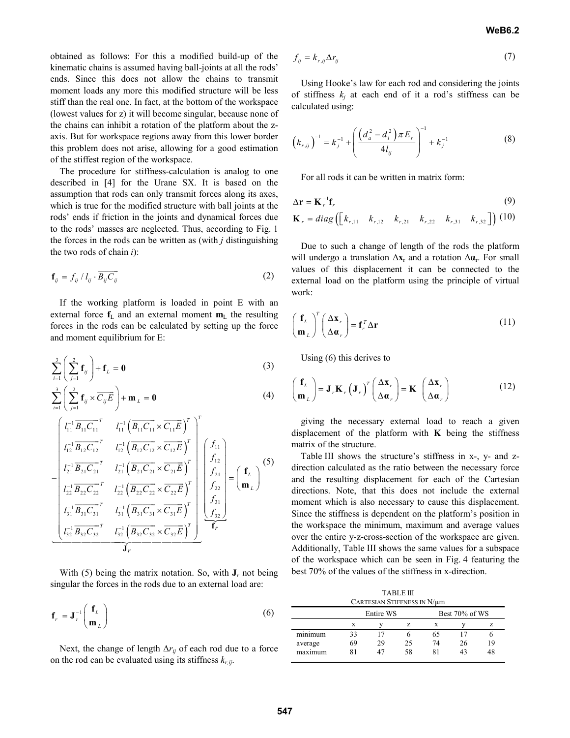obtained as follows: For this a modified build-up of the kinematic chains is assumed having ball-joints at all the rods' ends. Since this does not allow the chains to transmit moment loads any more this modified structure will be less stiff than the real one. In fact, at the bottom of the workspace (lowest values for z) it will become singular, because none of the chains can inhibit a rotation of the platform about the z-axis. But for workspace regions away from this lower border this problem does not arise, allowing for a good estimation of the stiffest region of the workspace.

The procedure for stiffness-calculation is analog to one described in [4] for the Urane SX. It is based on the assumption that rods can only transmit forces along its axes, which is true for the modified structure with ball joints at the rods' ends if friction in the joints and dynamical forces due to the rods' masses are neglected. Thus, according to Fig. 1 the forces in the rods can be written as (with $j$ distinguishing the two rods of chain $i$):

$$\mathbf{f}_{ij} = f_{ij} / l_{ij} \cdot \overline{B_{ij}C_{ij}} \tag{2}$$

If the working platform is loaded in point E with an external force $\mathbf{f}_L$ and an external moment $\mathbf{m}_L$ the resulting forces in the rods can be calculated by setting up the force and moment equilibrium for E:

$$\sum_{i=1}^{3}\left(\sum_{j=1}^{2}\mathbf{f}_{ij}\right) + \mathbf{f}_L = \mathbf{0} \tag{3}$$

$$\sum_{i=1}^{3}\left(\sum_{j=1}^{2}\mathbf{f}_{ij} \times \overline{C_{ij}E}\right) + \mathbf{m}_L = \mathbf{0} \tag{4}$$

$$-\underbrace{\begin{pmatrix} l_{11}^{-1}\overline{B_{11}C_{11}}^T & l_{11}^{-1}\left(\overline{B_{11}C_{11}} \times \overline{C_{11}E}\right)^T \\ l_{12}^{-1}\overline{B_{12}C_{12}}^T & l_{12}^{-1}\left(\overline{B_{12}C_{12}} \times \overline{C_{12}E}\right)^T \\ l_{21}^{-1}\overline{B_{21}C_{21}}^T & l_{21}^{-1}\left(\overline{B_{21}C_{21}} \times \overline{C_{21}E}\right)^T \\ l_{22}^{-1}\overline{B_{22}C_{22}}^T & l_{22}^{-1}\left(\overline{B_{22}C_{22}} \times \overline{C_{22}E}\right)^T \\ l_{31}^{-1}\overline{B_{31}C_{31}}^T & l_{31}^{-1}\left(\overline{B_{31}C_{31}} \times \overline{C_{31}E}\right)^T \\ l_{32}^{-1}\overline{B_{32}C_{32}}^T & l_{32}^{-1}\left(\overline{B_{32}C_{32}} \times \overline{C_{32}E}\right)^T \end{pmatrix}^T}_{\mathbf{J}_r} \underbrace{\begin{pmatrix} f_{11} \\ f_{12} \\ f_{21} \\ f_{22} \\ f_{31} \\ f_{32} \end{pmatrix}}_{\mathbf{f}_r} = \begin{pmatrix} \mathbf{f}_L \\ \mathbf{m}_L \end{pmatrix} \tag{5}$$

With (5) being the matrix notation. So, with $\mathbf{J}_r$ not being singular the forces in the rods due to an external load are:

$$\mathbf{f}_r = \mathbf{J}_r^{-1}\begin{pmatrix} \mathbf{f}_L \\ \mathbf{m}_L \end{pmatrix} \tag{6}$$

Next, the change of length $\Delta r_{ij}$ of each rod due to a force on the rod can be evaluated using its stiffness $k_{r,ij}$.

$$f_{ij} = k_{r,ij}\Delta r_{ij} \tag{7}$$

Using Hooke's law for each rod and considering the joints of stiffness $k_j$ at each end of it a rod's stiffness can be calculated using:

$$\left(k_{r,ij}\right)^{-1} = k_j^{-1} + \left(\frac{\left(d_a^2 - d_i^2\right)\pi E_r}{4 l_{ij}}\right)^{-1} + k_j^{-1} \tag{8}$$

For all rods it can be written in matrix form:

$$\Delta\mathbf{r} = \mathbf{K}_r^{-1}\mathbf{f}_r \tag{9}$$

$$\mathbf{K}_r = diag\left(\left[k_{r,11} \quad k_{r,12} \quad k_{r,21} \quad k_{r,22} \quad k_{r,31} \quad k_{r,32}\right]\right) \tag{10}$$

Due to such a change of length of the rods the platform will undergo a translation $\Delta\mathbf{x}_r$ and a rotation $\Delta\boldsymbol{\alpha}_r$. For small values of this displacement it can be connected to the external load on the platform using the principle of virtual work:

$$\begin{pmatrix} \mathbf{f}_L \\ \mathbf{m}_L \end{pmatrix}^T \begin{pmatrix} \Delta\mathbf{x}_r \\ \Delta\boldsymbol{\alpha}_r \end{pmatrix} = \mathbf{f}_r^T \Delta\mathbf{r} \tag{11}$$

Using (6) this derives to

$$\begin{pmatrix} \mathbf{f}_L \\ \mathbf{m}_L \end{pmatrix} = \mathbf{J}_r \mathbf{K}_r \left(\mathbf{J}_r\right)^T \begin{pmatrix} \Delta\mathbf{x}_r \\ \Delta\boldsymbol{\alpha}_r \end{pmatrix} = \mathbf{K} \begin{pmatrix} \Delta\mathbf{x}_r \\ \Delta\boldsymbol{\alpha}_r \end{pmatrix} \tag{12}$$

giving the necessary external load to reach a given displacement of the platform with $\mathbf{K}$ being the stiffness matrix of the structure.

Table III shows the structure's stiffness in x-, y- and z-direction calculated as the ratio between the necessary force and the resulting displacement for each of the Cartesian directions. Note, that this does not include the external moment which is also necessary to cause this displacement. Since the stiffness is dependent on the platform's position in the workspace the minimum, maximum and average values over the entire y-z-cross-section of the workspace are given. Additionally, Table III shows the same values for a subspace of the workspace which can be seen in Fig. 4 featuring the best 70% of the values of the stiffness in x-direction.

TABLE III
CARTESIAN STIFFNESS IN N/µm

| | Entire WS | | | Best 70% of WS | | |
|---|---|---|---|---|---|---|
| | x | y | z | x | y | z |
| minimum | 33 | 17 | 6 | 65 | 17 | 6 |
| average | 69 | 29 | 25 | 74 | 26 | 19 |
| maximum | 81 | 47 | 58 | 81 | 43 | 48 |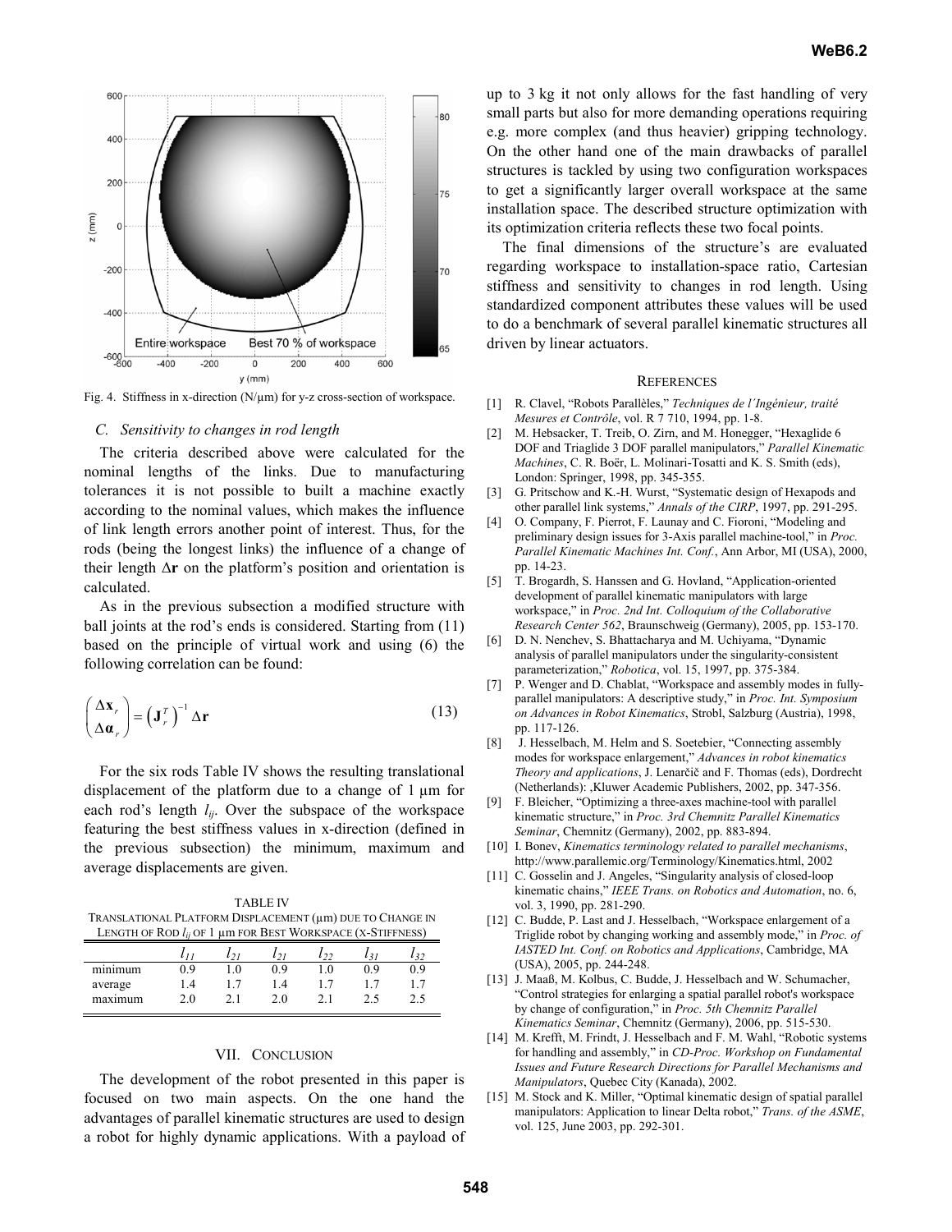600
400
200
z (mm)
0
-200
-400
-600
Entire workspace
Best 70 % of workspace
-600 -400 -200 0 200 400 600
y (mm)
80
75
70
65

Fig. 4. Stiffness in x-direction (N/μm) for y-z cross-section of workspace.

### C. Sensitivity to changes in rod length

The criteria described above were calculated for the nominal lengths of the links. Due to manufacturing tolerances it is not possible to built a machine exactly according to the nominal values, which makes the influence of link length errors another point of interest. Thus, for the rods (being the longest links) the influence of a change of their length $\Delta\mathbf{r}$ on the platform's position and orientation is calculated.

As in the previous subsection a modified structure with ball joints at the rod's ends is considered. Starting from (11) based on the principle of virtual work and using (6) the following correlation can be found:

$$\begin{pmatrix} \Delta\mathbf{x}_r \\ \Delta\boldsymbol{\alpha}_r \end{pmatrix} = \left(\mathbf{J}_r^T\right)^{-1} \Delta\mathbf{r} \tag{13}$$

For the six rods Table IV shows the resulting translational displacement of the platform due to a change of 1 μm for each rod's length $l_{ij}$. Over the subspace of the workspace featuring the best stiffness values in x-direction (defined in the previous subsection) the minimum, maximum and average displacements are given.

TABLE IV
TRANSLATIONAL PLATFORM DISPLACEMENT (μm) DUE TO CHANGE IN LENGTH OF ROD $l_{ij}$ OF 1 μm FOR BEST WORKSPACE (X-STIFFNESS)

| | $l_{11}$ | $l_{21}$ | $l_{21}$ | $l_{22}$ | $l_{31}$ | $l_{32}$ |
|---|---|---|---|---|---|---|
| minimum | 0.9 | 1.0 | 0.9 | 1.0 | 0.9 | 0.9 |
| average | 1.4 | 1.7 | 1.4 | 1.7 | 1.7 | 1.7 |
| maximum | 2.0 | 2.1 | 2.0 | 2.1 | 2.5 | 2.5 |

## VII. CONCLUSION

The development of the robot presented in this paper is focused on two main aspects. On the one hand the advantages of parallel kinematic structures are used to design a robot for highly dynamic applications. With a payload of up to 3 kg it not only allows for the fast handling of very small parts but also for more demanding operations requiring e.g. more complex (and thus heavier) gripping technology. On the other hand one of the main drawbacks of parallel structures is tackled by using two configuration workspaces to get a significantly larger overall workspace at the same installation space. The described structure optimization with its optimization criteria reflects these two focal points.

The final dimensions of the structure's are evaluated regarding workspace to installation-space ratio, Cartesian stiffness and sensitivity to changes in rod length. Using standardized component attributes these values will be used to do a benchmark of several parallel kinematic structures all driven by linear actuators.

## REFERENCES

[1] R. Clavel, "Robots Parallèles," *Techniques de l´Ingénieur, traité Mesures et Contrôle*, vol. R 7 710, 1994, pp. 1-8.

[2] M. Hebsacker, T. Treib, O. Zirn, and M. Honegger, "Hexaglide 6 DOF and Triaglide 3 DOF parallel manipulators," *Parallel Kinematic Machines*, C. R. Boër, L. Molinari-Tosatti and K. S. Smith (eds), London: Springer, 1998, pp. 345-355.

[3] G. Pritschow and K.-H. Wurst, "Systematic design of Hexapods and other parallel link systems," *Annals of the CIRP*, 1997, pp. 291-295.

[4] O. Company, F. Pierrot, F. Launay and C. Fioroni, "Modeling and preliminary design issues for 3-Axis parallel machine-tool," in *Proc. Parallel Kinematic Machines Int. Conf.*, Ann Arbor, MI (USA), 2000, pp. 14-23.

[5] T. Brogardh, S. Hanssen and G. Hovland, "Application-oriented development of parallel kinematic manipulators with large workspace," in *Proc. 2nd Int. Colloquium of the Collaborative Research Center 562*, Braunschweig (Germany), 2005, pp. 153-170.

[6] D. N. Nenchev, S. Bhattacharya and M. Uchiyama, "Dynamic analysis of parallel manipulators under the singularity-consistent parameterization," *Robotica*, vol. 15, 1997, pp. 375-384.

[7] P. Wenger and D. Chablat, "Workspace and assembly modes in fully-parallel manipulators: A descriptive study," in *Proc. Int. Symposium on Advances in Robot Kinematics*, Strobl, Salzburg (Austria), 1998, pp. 117-126.

[8] J. Hesselbach, M. Helm and S. Soetebier, "Connecting assembly modes for workspace enlargement," *Advances in robot kinematics Theory and applications*, J. Lenarčič and F. Thomas (eds), Dordrecht (Netherlands): ,Kluwer Academic Publishers, 2002, pp. 347-356.

[9] F. Bleicher, "Optimizing a three-axes machine-tool with parallel kinematic structure," in *Proc. 3rd Chemnitz Parallel Kinematics Seminar*, Chemnitz (Germany), 2002, pp. 883-894.

[10] I. Bonev, *Kinematics terminology related to parallel mechanisms*, http://www.parallemic.org/Terminology/Kinematics.html, 2002

[11] C. Gosselin and J. Angeles, "Singularity analysis of closed-loop kinematic chains," *IEEE Trans. on Robotics and Automation*, no. 6, vol. 3, 1990, pp. 281-290.

[12] C. Budde, P. Last and J. Hesselbach, "Workspace enlargement of a Triglide robot by changing working and assembly mode," in *Proc. of IASTED Int. Conf. on Robotics and Applications*, Cambridge, MA (USA), 2005, pp. 244-248.

[13] J. Maaß, M. Kolbus, C. Budde, J. Hesselbach and W. Schumacher, "Control strategies for enlarging a spatial parallel robot's workspace by change of configuration," in *Proc. 5th Chemnitz Parallel Kinematics Seminar*, Chemnitz (Germany), 2006, pp. 515-530.

[14] M. Krefft, M. Frindt, J. Hesselbach and F. M. Wahl, "Robotic systems for handling and assembly," in *CD-Proc. Workshop on Fundamental Issues and Future Research Directions for Parallel Mechanisms and Manipulators*, Quebec City (Kanada), 2002.

[15] M. Stock and K. Miller, "Optimal kinematic design of spatial parallel manipulators: Application to linear Delta robot," *Trans. of the ASME*, vol. 125, June 2003, pp. 292-301.